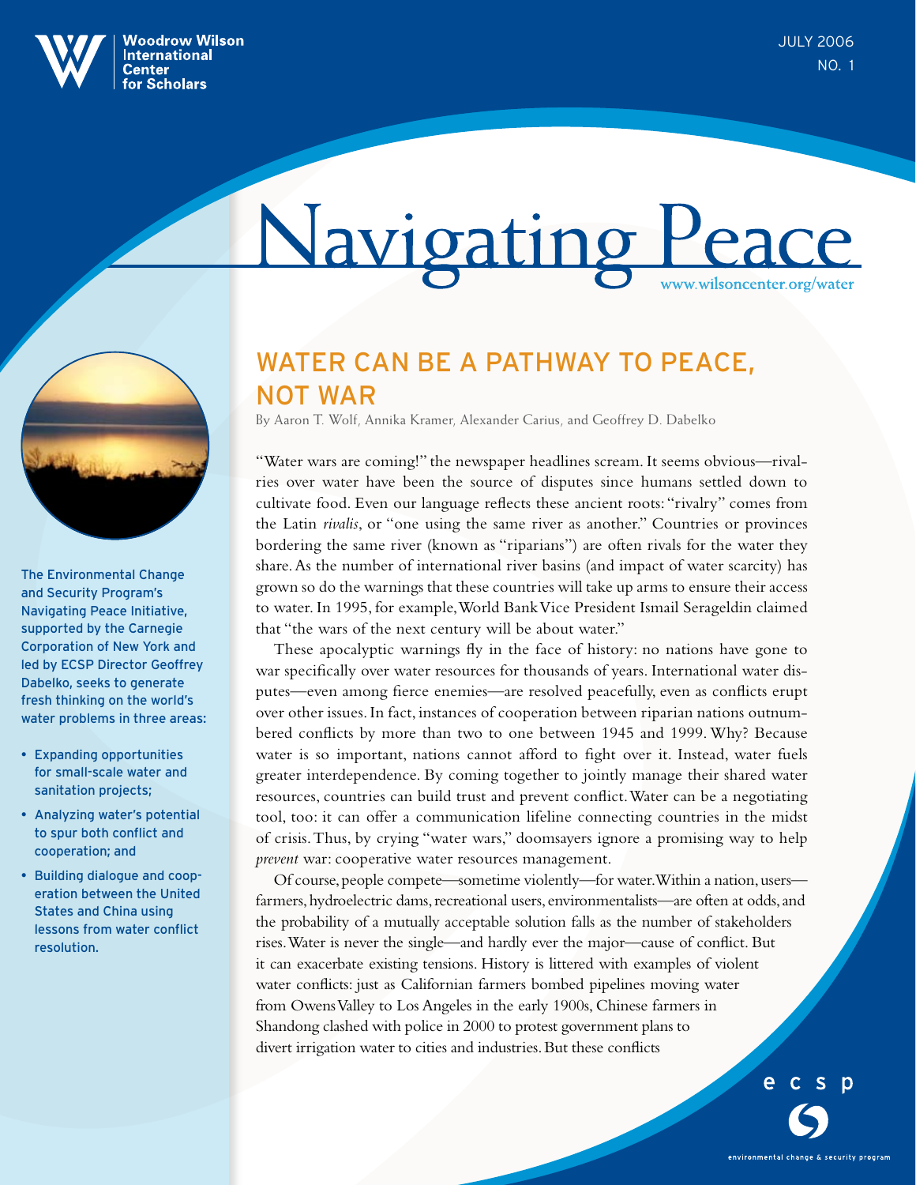Woodrow Wilson International Center for Scholars

JULY 2006
NO. 1

# Navigating Peace

www.wilsoncenter.org/water

The Environmental Change and Security Program's Navigating Peace Initiative, supported by the Carnegie Corporation of New York and led by ECSP Director Geoffrey Dabelko, seeks to generate fresh thinking on the world's water problems in three areas:

- Expanding opportunities for small-scale water and sanitation projects;
- Analyzing water's potential to spur both conflict and cooperation; and
- Building dialogue and cooperation between the United States and China using lessons from water conflict resolution.

## WATER CAN BE A PATHWAY TO PEACE, NOT WAR

By Aaron T. Wolf, Annika Kramer, Alexander Carius, and Geoffrey D. Dabelko

"Water wars are coming!" the newspaper headlines scream. It seems obvious—rivalries over water have been the source of disputes since humans settled down to cultivate food. Even our language reflects these ancient roots: "rivalry" comes from the Latin *rivalis*, or "one using the same river as another." Countries or provinces bordering the same river (known as "riparians") are often rivals for the water they share. As the number of international river basins (and impact of water scarcity) has grown so do the warnings that these countries will take up arms to ensure their access to water. In 1995, for example, World Bank Vice President Ismail Serageldin claimed that "the wars of the next century will be about water."

These apocalyptic warnings fly in the face of history: no nations have gone to war specifically over water resources for thousands of years. International water disputes—even among fierce enemies—are resolved peacefully, even as conflicts erupt over other issues. In fact, instances of cooperation between riparian nations outnumbered conflicts by more than two to one between 1945 and 1999. Why? Because water is so important, nations cannot afford to fight over it. Instead, water fuels greater interdependence. By coming together to jointly manage their shared water resources, countries can build trust and prevent conflict. Water can be a negotiating tool, too: it can offer a communication lifeline connecting countries in the midst of crisis. Thus, by crying "water wars," doomsayers ignore a promising way to help *prevent* war: cooperative water resources management.

Of course, people compete—sometime violently—for water. Within a nation, users—farmers, hydroelectric dams, recreational users, environmentalists—are often at odds, and the probability of a mutually acceptable solution falls as the number of stakeholders rises. Water is never the single—and hardly ever the major—cause of conflict. But it can exacerbate existing tensions. History is littered with examples of violent water conflicts: just as Californian farmers bombed pipelines moving water from Owens Valley to Los Angeles in the early 1900s, Chinese farmers in Shandong clashed with police in 2000 to protest government plans to divert irrigation water to cities and industries. But these conflicts

ecsp
environmental change & security program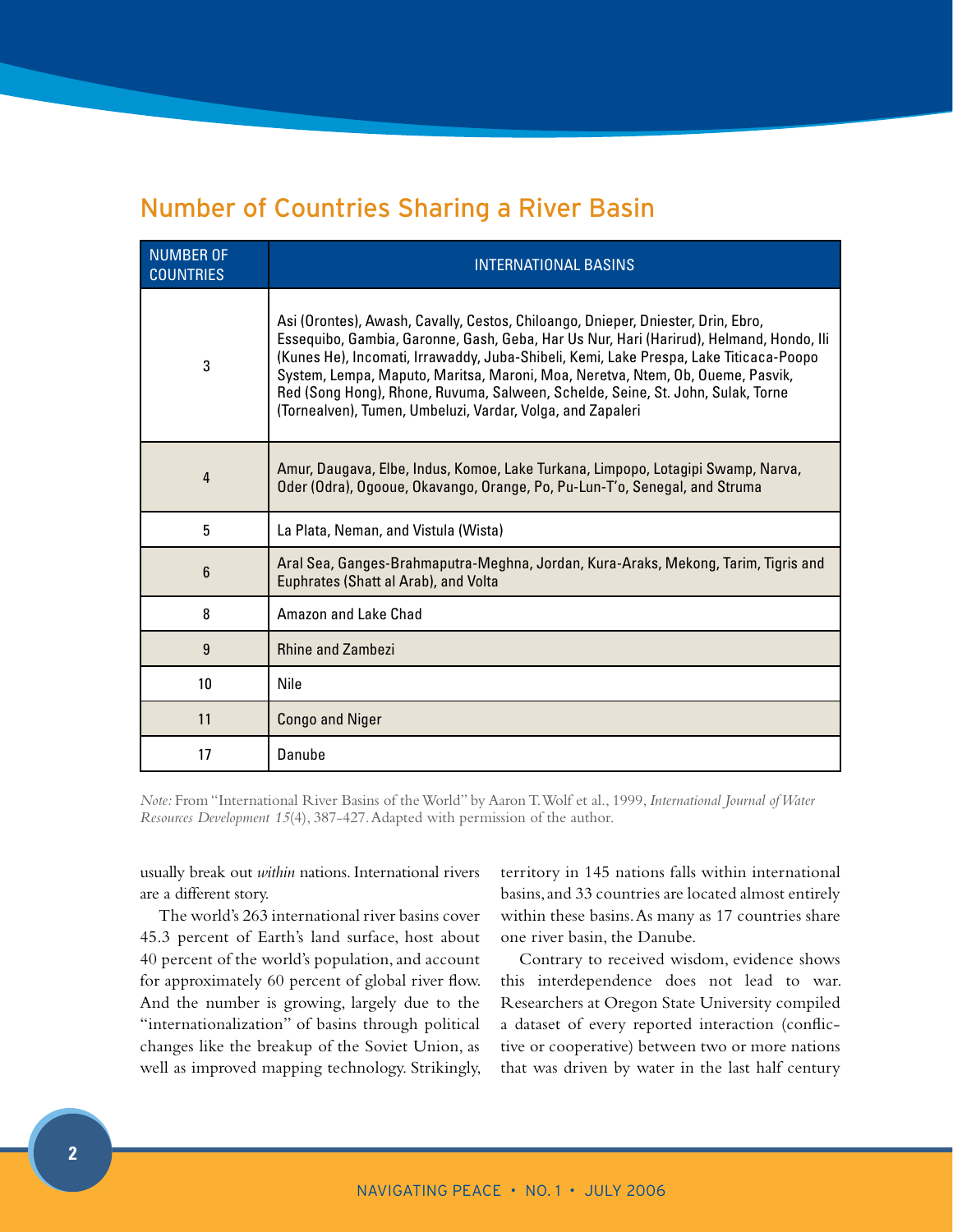## Number of Countries Sharing a River Basin

| NUMBER OF COUNTRIES | INTERNATIONAL BASINS |
|---|---|
| 3 | Asi (Orontes), Awash, Cavally, Cestos, Chiloango, Dnieper, Dniester, Drin, Ebro, Essequibo, Gambia, Garonne, Gash, Geba, Har Us Nur, Hari (Harirud), Helmand, Hondo, Ili (Kunes He), Incomati, Irrawaddy, Juba-Shibeli, Kemi, Lake Prespa, Lake Titicaca-Poopo System, Lempa, Maputo, Maritsa, Maroni, Moa, Neretva, Ntem, Ob, Oueme, Pasvik, Red (Song Hong), Rhone, Ruvuma, Salween, Schelde, Seine, St. John, Sulak, Torne (Tornealven), Tumen, Umbeluzi, Vardar, Volga, and Zapaleri |
| 4 | Amur, Daugava, Elbe, Indus, Komoe, Lake Turkana, Limpopo, Lotagipi Swamp, Narva, Oder (Odra), Ogooue, Okavango, Orange, Po, Pu-Lun-T'o, Senegal, and Struma |
| 5 | La Plata, Neman, and Vistula (Wista) |
| 6 | Aral Sea, Ganges-Brahmaputra-Meghna, Jordan, Kura-Araks, Mekong, Tarim, Tigris and Euphrates (Shatt al Arab), and Volta |
| 8 | Amazon and Lake Chad |
| 9 | Rhine and Zambezi |
| 10 | Nile |
| 11 | Congo and Niger |
| 17 | Danube |

*Note:* From "International River Basins of the World" by Aaron T. Wolf et al., 1999, *International Journal of Water Resources Development 15*(4), 387-427. Adapted with permission of the author.

usually break out *within* nations. International rivers are a different story.

The world's 263 international river basins cover 45.3 percent of Earth's land surface, host about 40 percent of the world's population, and account for approximately 60 percent of global river flow. And the number is growing, largely due to the "internationalization" of basins through political changes like the breakup of the Soviet Union, as well as improved mapping technology. Strikingly, territory in 145 nations falls within international basins, and 33 countries are located almost entirely within these basins. As many as 17 countries share one river basin, the Danube.

Contrary to received wisdom, evidence shows this interdependence does not lead to war. Researchers at Oregon State University compiled a dataset of every reported interaction (conflictive or cooperative) between two or more nations that was driven by water in the last half century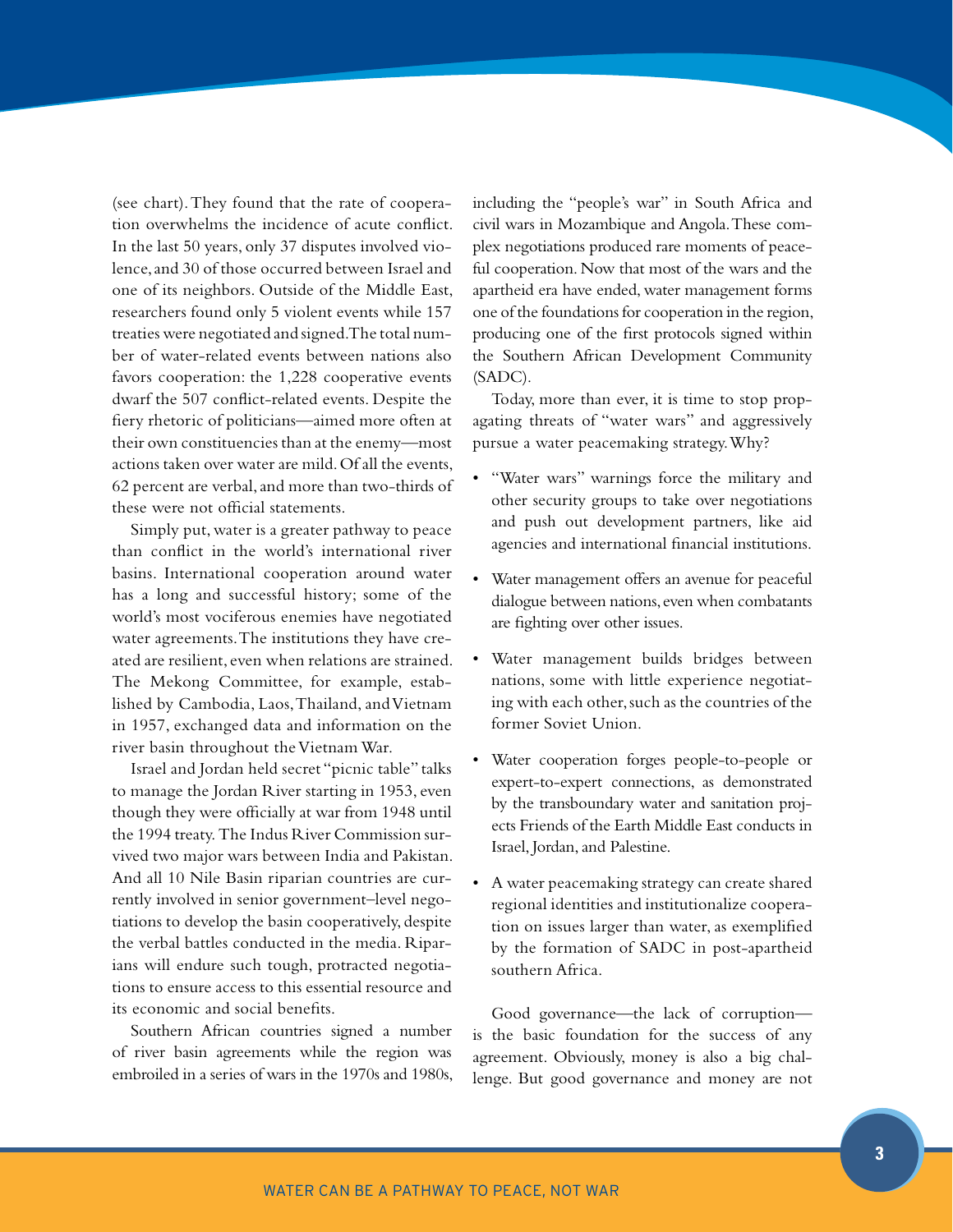(see chart). They found that the rate of cooperation overwhelms the incidence of acute conflict. In the last 50 years, only 37 disputes involved violence, and 30 of those occurred between Israel and one of its neighbors. Outside of the Middle East, researchers found only 5 violent events while 157 treaties were negotiated and signed. The total number of water-related events between nations also favors cooperation: the 1,228 cooperative events dwarf the 507 conflict-related events. Despite the fiery rhetoric of politicians—aimed more often at their own constituencies than at the enemy—most actions taken over water are mild. Of all the events, 62 percent are verbal, and more than two-thirds of these were not official statements.

Simply put, water is a greater pathway to peace than conflict in the world's international river basins. International cooperation around water has a long and successful history; some of the world's most vociferous enemies have negotiated water agreements. The institutions they have created are resilient, even when relations are strained. The Mekong Committee, for example, established by Cambodia, Laos, Thailand, and Vietnam in 1957, exchanged data and information on the river basin throughout the Vietnam War.

Israel and Jordan held secret "picnic table" talks to manage the Jordan River starting in 1953, even though they were officially at war from 1948 until the 1994 treaty. The Indus River Commission survived two major wars between India and Pakistan. And all 10 Nile Basin riparian countries are currently involved in senior government–level negotiations to develop the basin cooperatively, despite the verbal battles conducted in the media. Riparians will endure such tough, protracted negotiations to ensure access to this essential resource and its economic and social benefits.

Southern African countries signed a number of river basin agreements while the region was embroiled in a series of wars in the 1970s and 1980s, including the "people's war" in South Africa and civil wars in Mozambique and Angola. These complex negotiations produced rare moments of peaceful cooperation. Now that most of the wars and the apartheid era have ended, water management forms one of the foundations for cooperation in the region, producing one of the first protocols signed within the Southern African Development Community (SADC).

Today, more than ever, it is time to stop propagating threats of "water wars" and aggressively pursue a water peacemaking strategy. Why?

- "Water wars" warnings force the military and other security groups to take over negotiations and push out development partners, like aid agencies and international financial institutions.
- Water management offers an avenue for peaceful dialogue between nations, even when combatants are fighting over other issues.
- Water management builds bridges between nations, some with little experience negotiating with each other, such as the countries of the former Soviet Union.
- Water cooperation forges people-to-people or expert-to-expert connections, as demonstrated by the transboundary water and sanitation projects Friends of the Earth Middle East conducts in Israel, Jordan, and Palestine.
- A water peacemaking strategy can create shared regional identities and institutionalize cooperation on issues larger than water, as exemplified by the formation of SADC in post-apartheid southern Africa.

Good governance—the lack of corruption—is the basic foundation for the success of any agreement. Obviously, money is also a big challenge. But good governance and money are not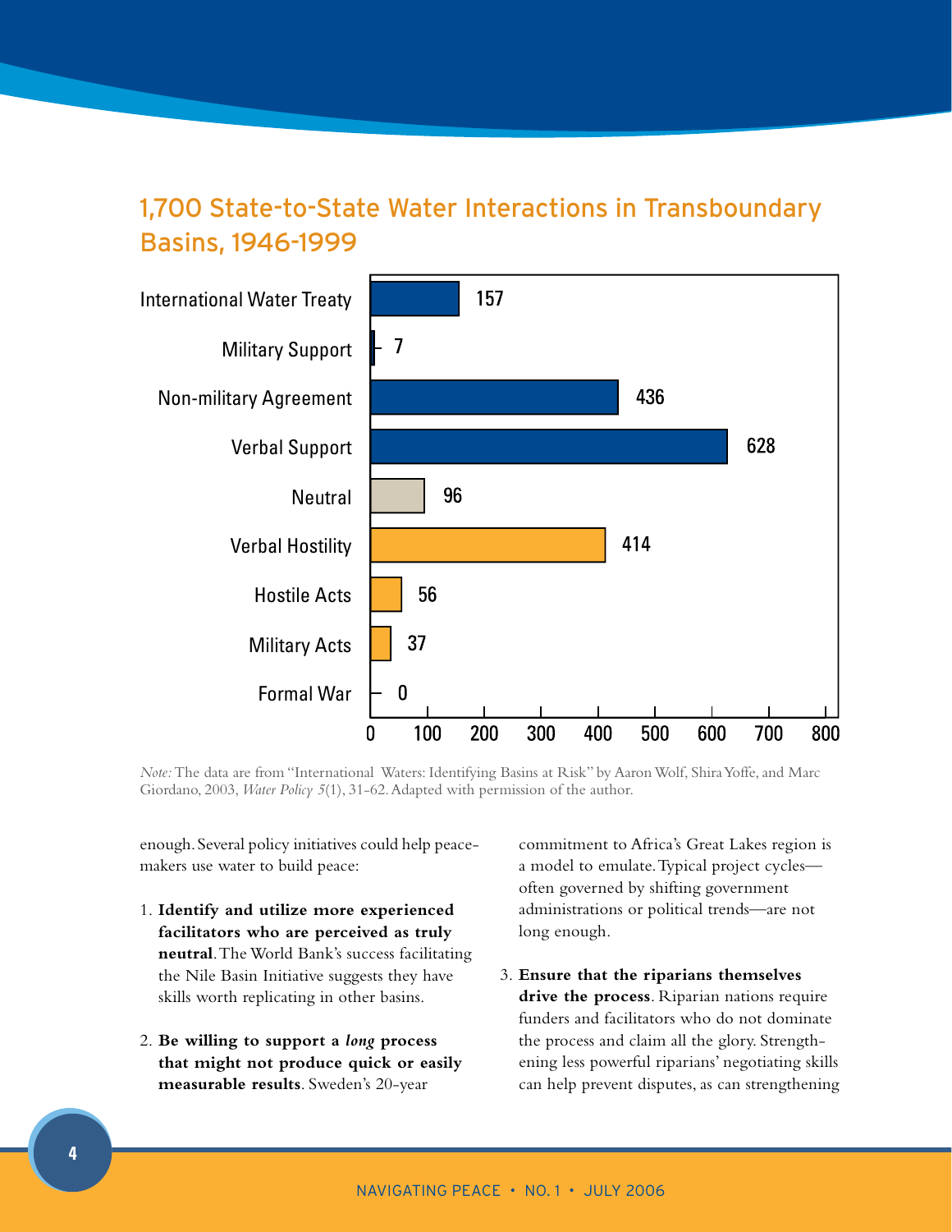## 1,700 State-to-State Water Interactions in Transboundary Basins, 1946-1999

| Interaction | Number |
|---|---|
| International Water Treaty | 157 |
| Military Support | 7 |
| Non-military Agreement | 436 |
| Verbal Support | 628 |
| Neutral | 96 |
| Verbal Hostility | 414 |
| Hostile Acts | 56 |
| Military Acts | 37 |
| Formal War | 0 |

*Note:* The data are from "International Waters: Identifying Basins at Risk" by Aaron Wolf, Shira Yoffe, and Marc Giordano, 2003, *Water Policy 5*(1), 31-62. Adapted with permission of the author.

enough. Several policy initiatives could help peacemakers use water to build peace:

1. **Identify and utilize more experienced facilitators who are perceived as truly neutral**. The World Bank's success facilitating the Nile Basin Initiative suggests they have skills worth replicating in other basins.

2. **Be willing to support a *long* process that might not produce quick or easily measurable results**. Sweden's 20-year commitment to Africa's Great Lakes region is a model to emulate. Typical project cycles—often governed by shifting government administrations or political trends—are not long enough.

3. **Ensure that the riparians themselves drive the process**. Riparian nations require funders and facilitators who do not dominate the process and claim all the glory. Strengthening less powerful riparians' negotiating skills can help prevent disputes, as can strengthening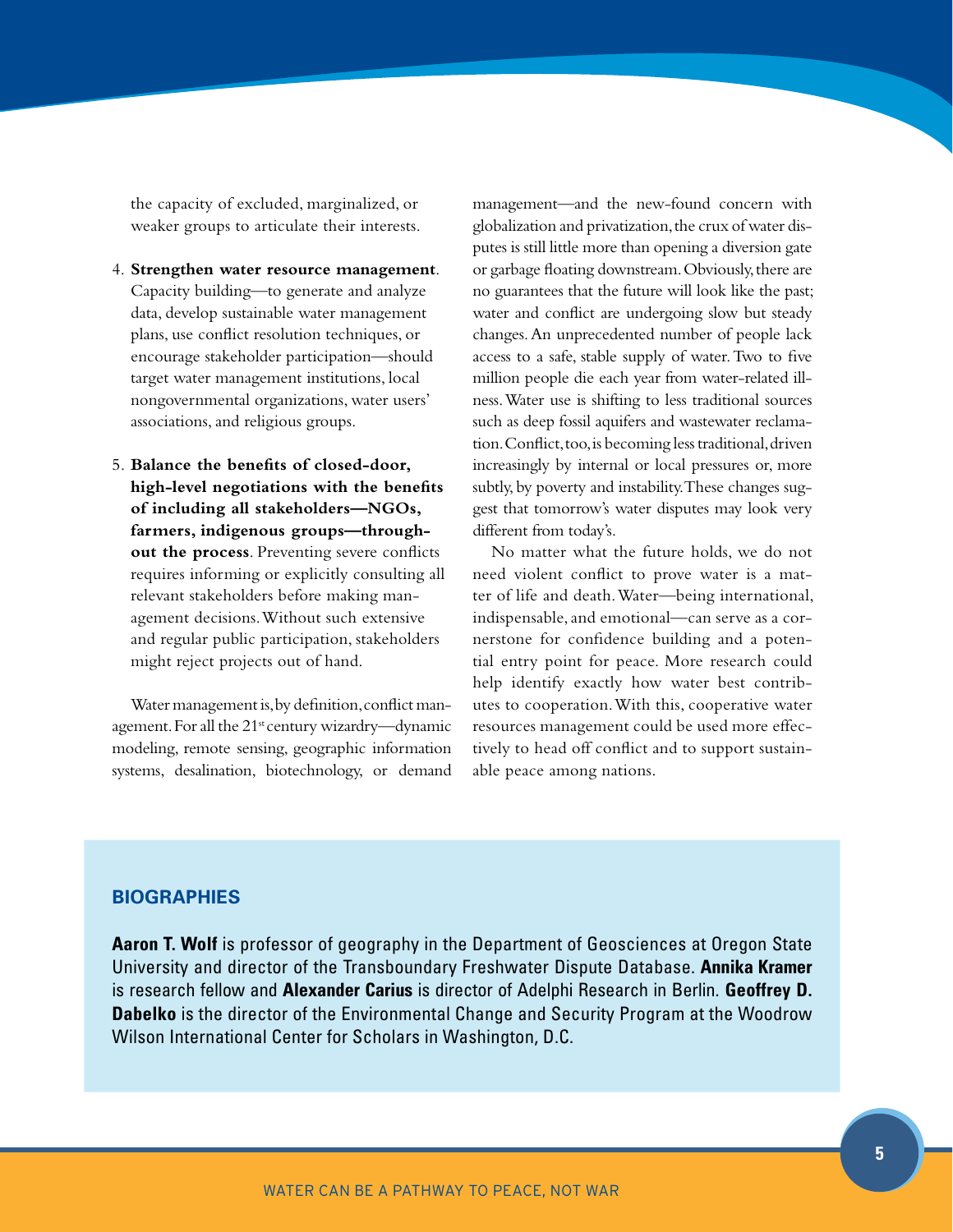the capacity of excluded, marginalized, or weaker groups to articulate their interests.

4. **Strengthen water resource management**. Capacity building—to generate and analyze data, develop sustainable water management plans, use conflict resolution techniques, or encourage stakeholder participation—should target water management institutions, local nongovernmental organizations, water users' associations, and religious groups.

5. **Balance the benefits of closed-door, high-level negotiations with the benefits of including all stakeholders—NGOs, farmers, indigenous groups—throughout the process**. Preventing severe conflicts requires informing or explicitly consulting all relevant stakeholders before making management decisions. Without such extensive and regular public participation, stakeholders might reject projects out of hand.

Water management is, by definition, conflict management. For all the 21st century wizardry—dynamic modeling, remote sensing, geographic information systems, desalination, biotechnology, or demand management—and the new-found concern with globalization and privatization, the crux of water disputes is still little more than opening a diversion gate or garbage floating downstream. Obviously, there are no guarantees that the future will look like the past; water and conflict are undergoing slow but steady changes. An unprecedented number of people lack access to a safe, stable supply of water. Two to five million people die each year from water-related illness. Water use is shifting to less traditional sources such as deep fossil aquifers and wastewater reclamation. Conflict, too, is becoming less traditional, driven increasingly by internal or local pressures or, more subtly, by poverty and instability. These changes suggest that tomorrow's water disputes may look very different from today's.

No matter what the future holds, we do not need violent conflict to prove water is a matter of life and death. Water—being international, indispensable, and emotional—can serve as a cornerstone for confidence building and a potential entry point for peace. More research could help identify exactly how water best contributes to cooperation. With this, cooperative water resources management could be used more effectively to head off conflict and to support sustainable peace among nations.

## BIOGRAPHIES

**Aaron T. Wolf** is professor of geography in the Department of Geosciences at Oregon State University and director of the Transboundary Freshwater Dispute Database. **Annika Kramer** is research fellow and **Alexander Carius** is director of Adelphi Research in Berlin. **Geoffrey D. Dabelko** is the director of the Environmental Change and Security Program at the Woodrow Wilson International Center for Scholars in Washington, D.C.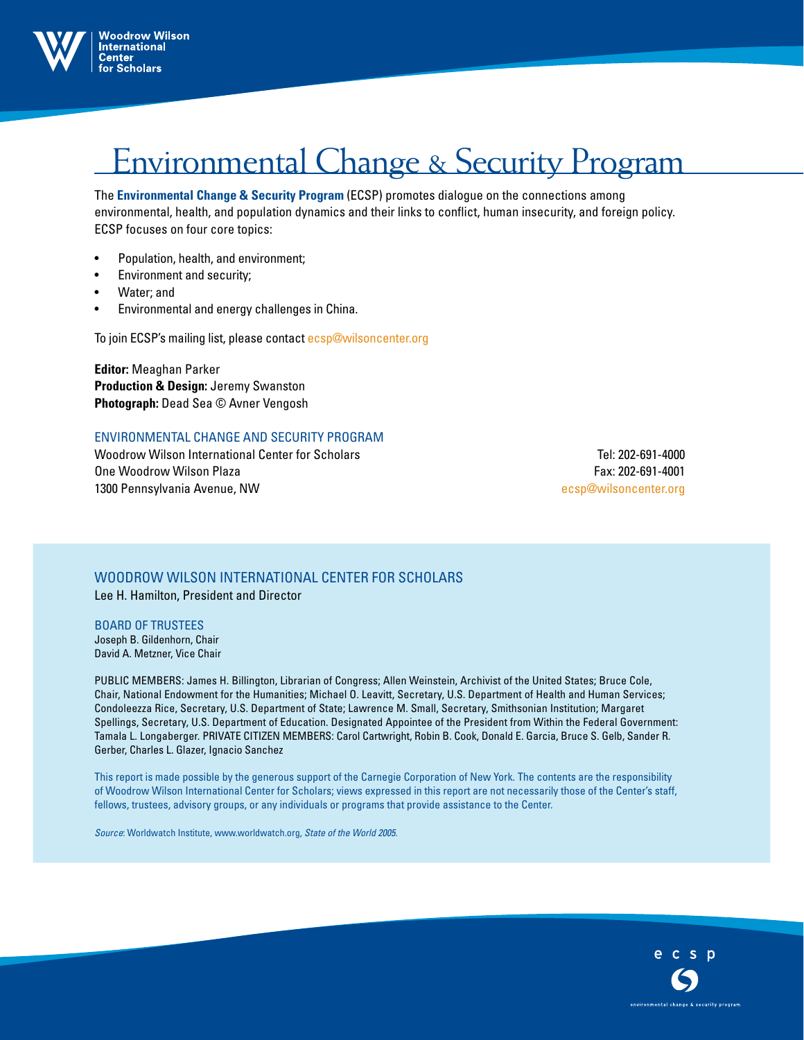Woodrow Wilson International Center for Scholars

# Environmental Change & Security Program

The **Environmental Change & Security Program** (ECSP) promotes dialogue on the connections among environmental, health, and population dynamics and their links to conflict, human insecurity, and foreign policy. ECSP focuses on four core topics:

- Population, health, and environment;
- Environment and security;
- Water; and
- Environmental and energy challenges in China.

To join ECSP's mailing list, please contact ecsp@wilsoncenter.org

**Editor:** Meaghan Parker
**Production & Design:** Jeremy Swanston
**Photograph:** Dead Sea © Avner Vengosh

ENVIRONMENTAL CHANGE AND SECURITY PROGRAM
Woodrow Wilson International Center for Scholars
One Woodrow Wilson Plaza
1300 Pennsylvania Avenue, NW

Tel: 202-691-4000
Fax: 202-691-4001
ecsp@wilsoncenter.org

## WOODROW WILSON INTERNATIONAL CENTER FOR SCHOLARS

Lee H. Hamilton, President and Director

BOARD OF TRUSTEES
Joseph B. Gildenhorn, Chair
David A. Metzner, Vice Chair

PUBLIC MEMBERS: James H. Billington, Librarian of Congress; Allen Weinstein, Archivist of the United States; Bruce Cole, Chair, National Endowment for the Humanities; Michael O. Leavitt, Secretary, U.S. Department of Health and Human Services; Condoleezza Rice, Secretary, U.S. Department of State; Lawrence M. Small, Secretary, Smithsonian Institution; Margaret Spellings, Secretary, U.S. Department of Education. Designated Appointee of the President from Within the Federal Government: Tamala L. Longaberger. PRIVATE CITIZEN MEMBERS: Carol Cartwright, Robin B. Cook, Donald E. Garcia, Bruce S. Gelb, Sander R. Gerber, Charles L. Glazer, Ignacio Sanchez

This report is made possible by the generous support of the Carnegie Corporation of New York. The contents are the responsibility of Woodrow Wilson International Center for Scholars; views expressed in this report are not necessarily those of the Center's staff, fellows, trustees, advisory groups, or any individuals or programs that provide assistance to the Center.

*Source*: Worldwatch Institute, www.worldwatch.org, *State of the World 2005*.

ecsp
environmental change & security program